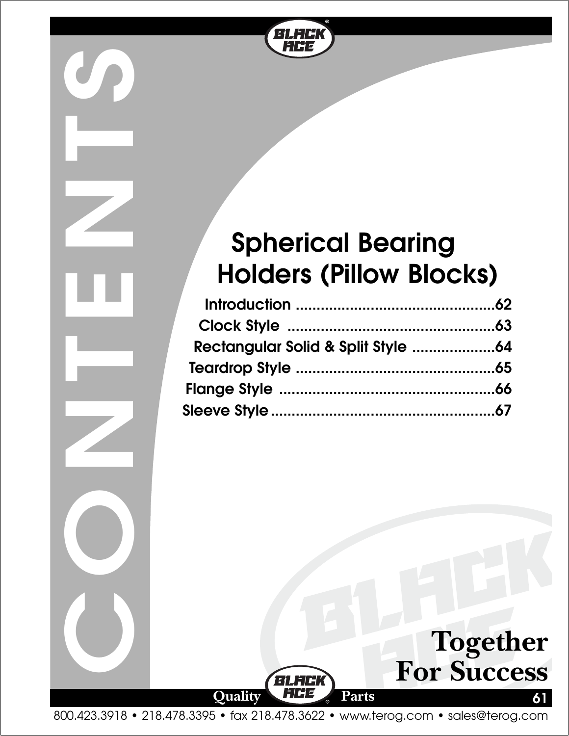# CONTENTS

## Spherical Bearing Holders (Pillow Blocks)

Introduction ..................................................62

Clock Style ...................................................63

Rectangular Solid & Split Style ....................64

Teardrop Style ..............................................65

Flange Style ..................................................66

Sleeve Style ...................................................67

**Together For Success**

Quality Parts

800.423.3918 • 218.478.3395 • fax 218.478.3622 • www.terog.com • sales@terog.com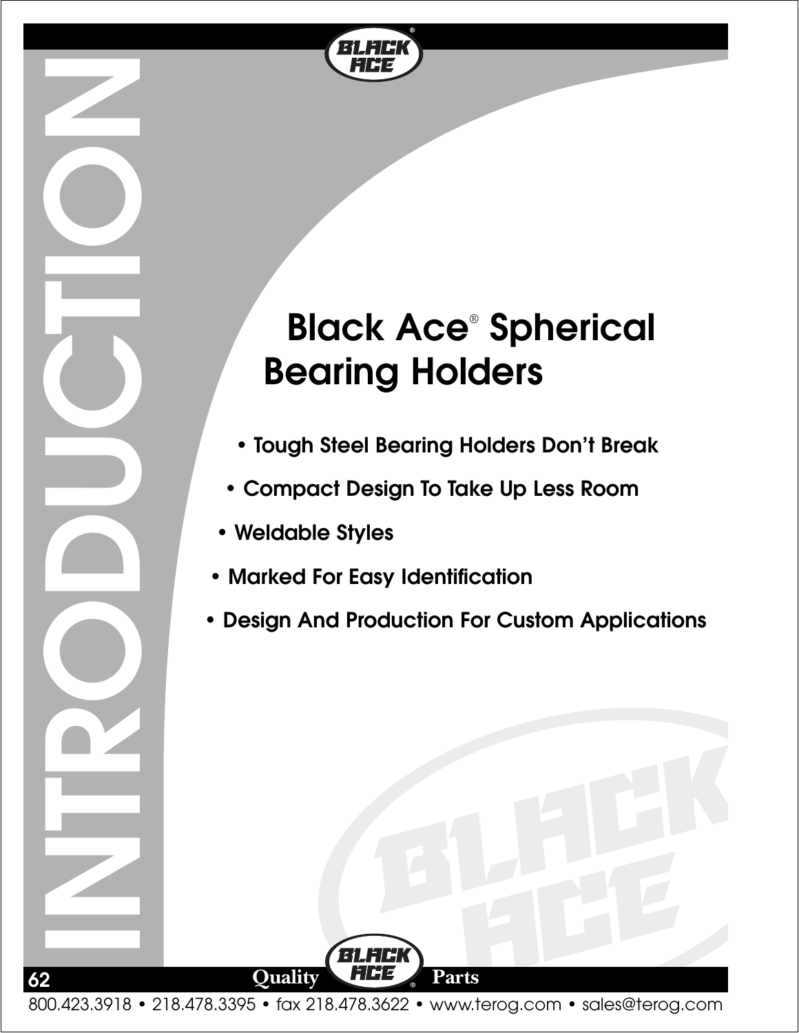# INTRODUCTION

## Black Ace® Spherical Bearing Holders

- Tough Steel Bearing Holders Don't Break
- Compact Design To Take Up Less Room
- Weldable Styles
- Marked For Easy Identification
- Design And Production For Custom Applications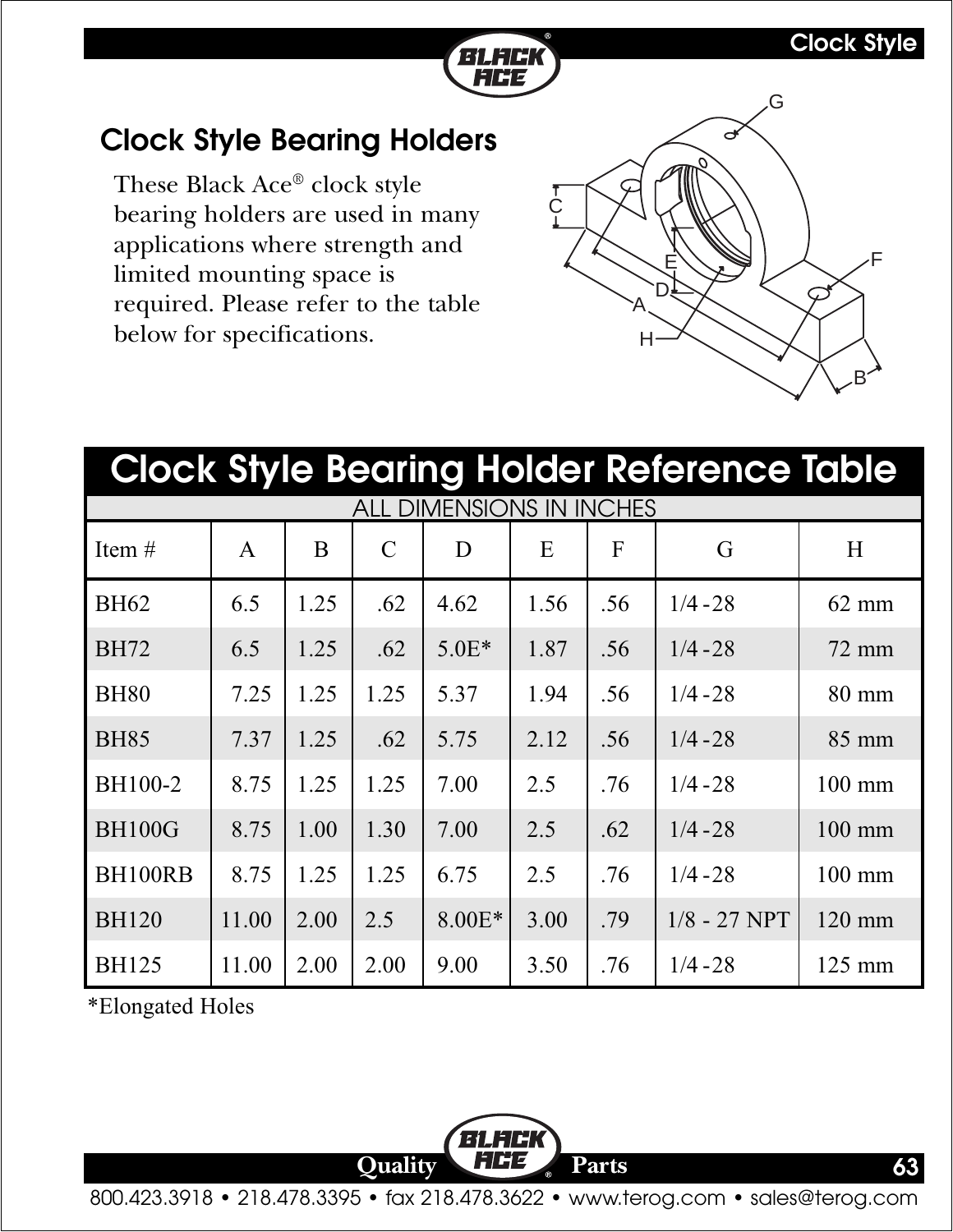## Clock Style Bearing Holders

These Black Ace® clock style bearing holders are used in many applications where strength and limited mounting space is required. Please refer to the table below for specifications.

## Clock Style Bearing Holder Reference Table

ALL DIMENSIONS IN INCHES

| Item # | A | B | C | D | E | F | G | H |
|---|---|---|---|---|---|---|---|---|
| BH62 | 6.5 | 1.25 | .62 | 4.62 | 1.56 | .56 | 1/4 -28 | 62 mm |
| BH72 | 6.5 | 1.25 | .62 | 5.0E* | 1.87 | .56 | 1/4 -28 | 72 mm |
| BH80 | 7.25 | 1.25 | 1.25 | 5.37 | 1.94 | .56 | 1/4 -28 | 80 mm |
| BH85 | 7.37 | 1.25 | .62 | 5.75 | 2.12 | .56 | 1/4 -28 | 85 mm |
| BH100-2 | 8.75 | 1.25 | 1.25 | 7.00 | 2.5 | .76 | 1/4 -28 | 100 mm |
| BH100G | 8.75 | 1.00 | 1.30 | 7.00 | 2.5 | .62 | 1/4 -28 | 100 mm |
| BH100RB | 8.75 | 1.25 | 1.25 | 6.75 | 2.5 | .76 | 1/4 -28 | 100 mm |
| BH120 | 11.00 | 2.00 | 2.5 | 8.00E* | 3.00 | .79 | 1/8 - 27 NPT | 120 mm |
| BH125 | 11.00 | 2.00 | 2.00 | 9.00 | 3.50 | .76 | 1/4 -28 | 125 mm |

*Elongated Holes

800.423.3918 • 218.478.3395 • fax 218.478.3622 • www.terog.com • sales@terog.com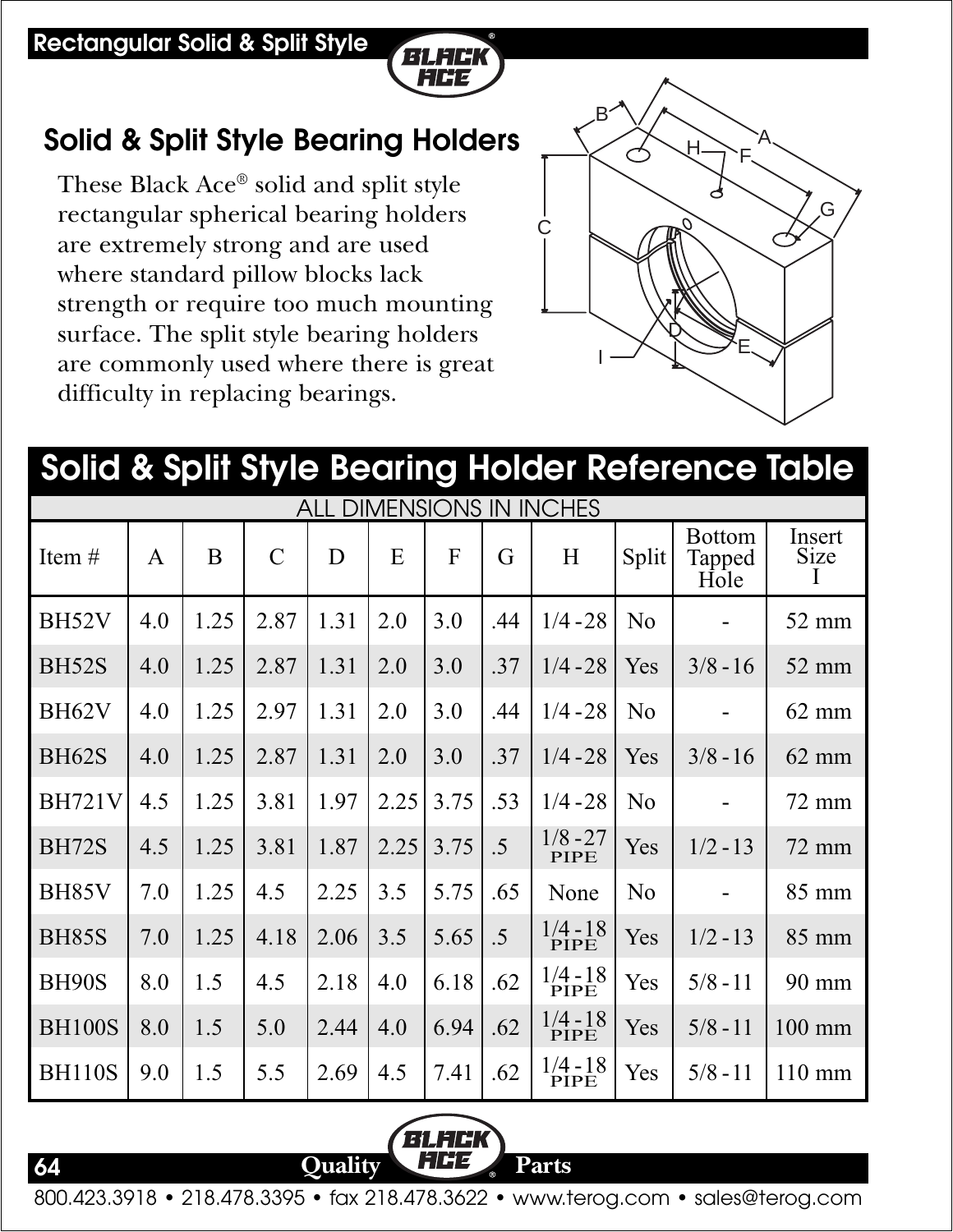## Rectangular Solid & Split Style

## Solid & Split Style Bearing Holders

These Black Ace® solid and split style rectangular spherical bearing holders are extremely strong and are used where standard pillow blocks lack strength or require too much mounting surface. The split style bearing holders are commonly used where there is great difficulty in replacing bearings.

## Solid & Split Style Bearing Holder Reference Table

ALL DIMENSIONS IN INCHES

| Item # | A | B | C | D | E | F | G | H | Split | Bottom Tapped Hole | Insert Size I |
|---|---|---|---|---|---|---|---|---|---|---|---|
| BH52V | 4.0 | 1.25 | 2.87 | 1.31 | 2.0 | 3.0 | .44 | 1/4 - 28 | No | - | 52 mm |
| BH52S | 4.0 | 1.25 | 2.87 | 1.31 | 2.0 | 3.0 | .37 | 1/4 - 28 | Yes | 3/8 - 16 | 52 mm |
| BH62V | 4.0 | 1.25 | 2.97 | 1.31 | 2.0 | 3.0 | .44 | 1/4 - 28 | No | - | 62 mm |
| BH62S | 4.0 | 1.25 | 2.87 | 1.31 | 2.0 | 3.0 | .37 | 1/4 - 28 | Yes | 3/8 - 16 | 62 mm |
| BH721V | 4.5 | 1.25 | 3.81 | 1.97 | 2.25 | 3.75 | .53 | 1/4 - 28 | No | - | 72 mm |
| BH72S | 4.5 | 1.25 | 3.81 | 1.87 | 2.25 | 3.75 | .5 | 1/8 - 27 PIPE | Yes | 1/2 - 13 | 72 mm |
| BH85V | 7.0 | 1.25 | 4.5 | 2.25 | 3.5 | 5.75 | .65 | None | No | - | 85 mm |
| BH85S | 7.0 | 1.25 | 4.18 | 2.06 | 3.5 | 5.65 | .5 | 1/4 - 18 PIPE | Yes | 1/2 - 13 | 85 mm |
| BH90S | 8.0 | 1.5 | 4.5 | 2.18 | 4.0 | 6.18 | .62 | 1/4 - 18 PIPE | Yes | 5/8 - 11 | 90 mm |
| BH100S | 8.0 | 1.5 | 5.0 | 2.44 | 4.0 | 6.94 | .62 | 1/4 - 18 PIPE | Yes | 5/8 - 11 | 100 mm |
| BH110S | 9.0 | 1.5 | 5.5 | 2.69 | 4.5 | 7.41 | .62 | 1/4 - 18 PIPE | Yes | 5/8 - 11 | 110 mm |

Quality Black Ace® Parts

800.423.3918 • 218.478.3395 • fax 218.478.3622 • www.terog.com • sales@terog.com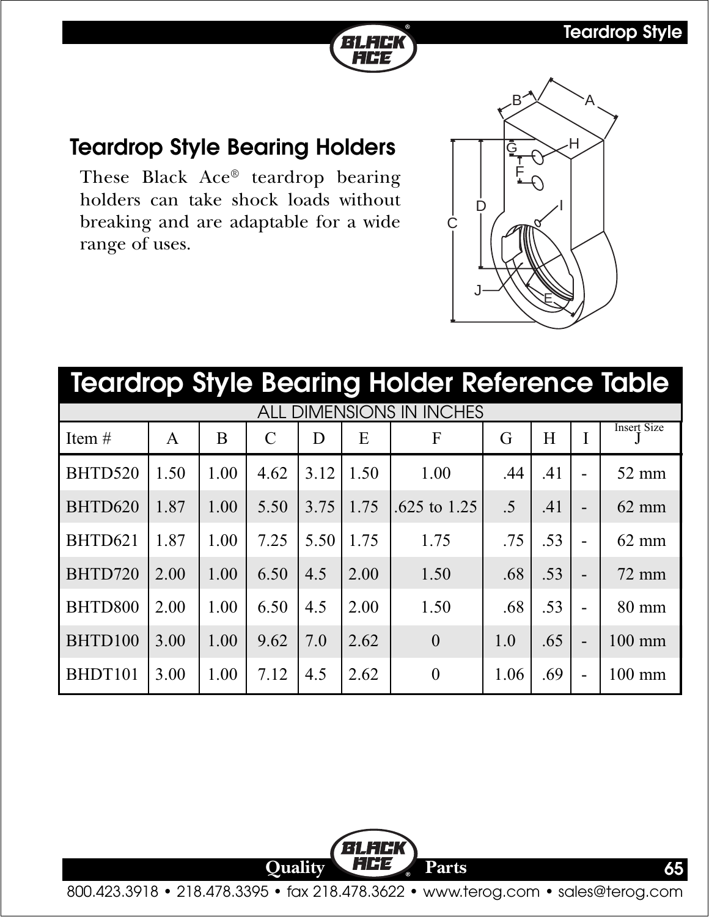## Teardrop Style Bearing Holders

These Black Ace® teardrop bearing holders can take shock loads without breaking and are adaptable for a wide range of uses.

## Teardrop Style Bearing Holder Reference Table

ALL DIMENSIONS IN INCHES

| Item # | A | B | C | D | E | F | G | H | I | Insert Size J |
|---|---|---|---|---|---|---|---|---|---|---|
| BHTD520 | 1.50 | 1.00 | 4.62 | 3.12 | 1.50 | 1.00 | .44 | .41 | - | 52 mm |
| BHTD620 | 1.87 | 1.00 | 5.50 | 3.75 | 1.75 | .625 to 1.25 | .5 | .41 | - | 62 mm |
| BHTD621 | 1.87 | 1.00 | 7.25 | 5.50 | 1.75 | 1.75 | .75 | .53 | - | 62 mm |
| BHTD720 | 2.00 | 1.00 | 6.50 | 4.5 | 2.00 | 1.50 | .68 | .53 | - | 72 mm |
| BHTD800 | 2.00 | 1.00 | 6.50 | 4.5 | 2.00 | 1.50 | .68 | .53 | - | 80 mm |
| BHTD100 | 3.00 | 1.00 | 9.62 | 7.0 | 2.62 | 0 | 1.0 | .65 | - | 100 mm |
| BHDT101 | 3.00 | 1.00 | 7.12 | 4.5 | 2.62 | 0 | 1.06 | .69 | - | 100 mm |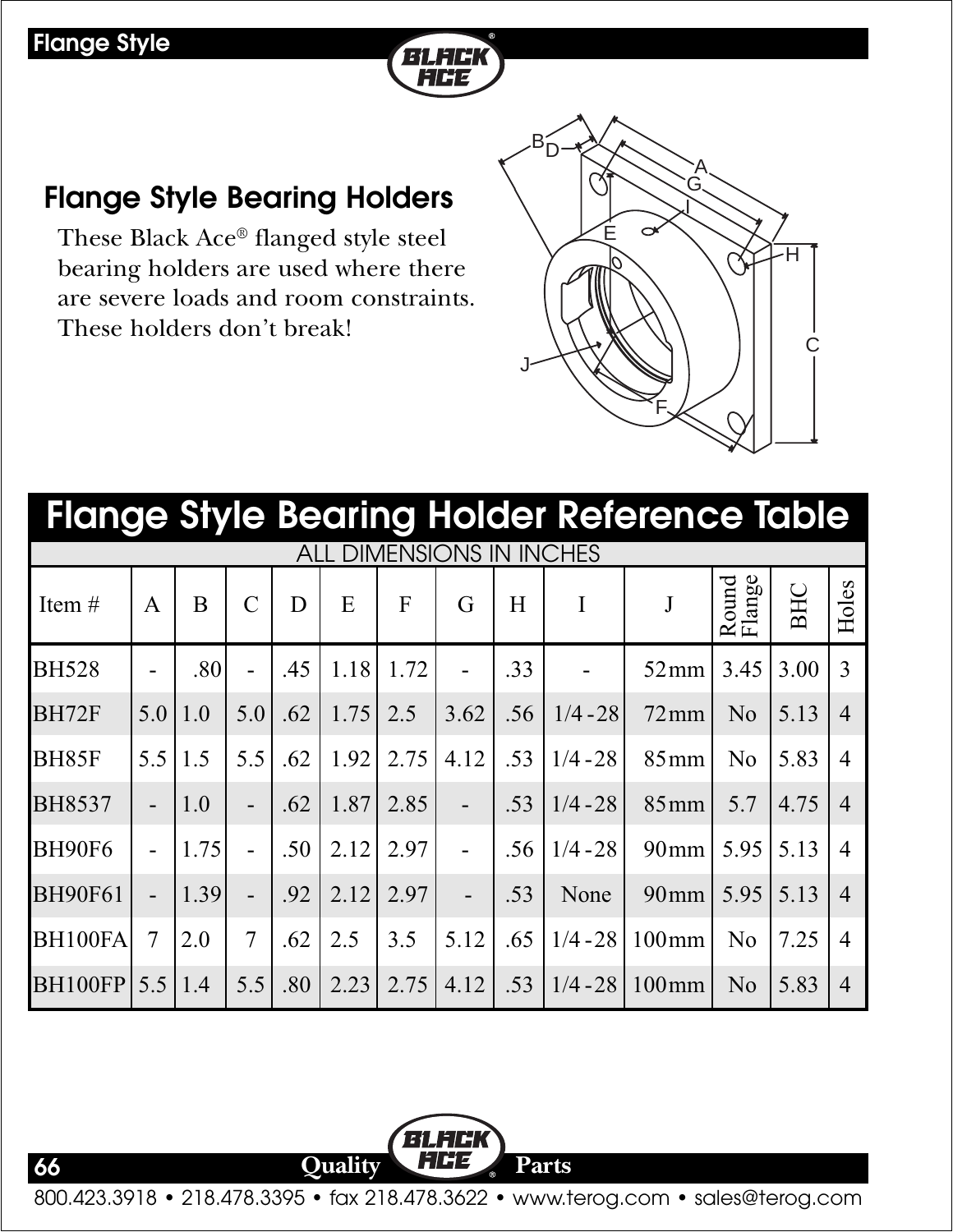## Flange Style

## Flange Style Bearing Holders

These Black Ace® flanged style steel bearing holders are used where there are severe loads and room constraints. These holders don't break!

## Flange Style Bearing Holder Reference Table

ALL DIMENSIONS IN INCHES

| Item # | A | B | C | D | E | F | G | H | I | J | Round Flange | BHC | Holes |
|---|---|---|---|---|---|---|---|---|---|---|---|---|---|
| BH528 | - | .80 | - | .45 | 1.18 | 1.72 | - | .33 | - | 52mm | 3.45 | 3.00 | 3 |
| BH72F | 5.0 | 1.0 | 5.0 | .62 | 1.75 | 2.5 | 3.62 | .56 | 1/4-28 | 72mm | No | 5.13 | 4 |
| BH85F | 5.5 | 1.5 | 5.5 | .62 | 1.92 | 2.75 | 4.12 | .53 | 1/4-28 | 85mm | No | 5.83 | 4 |
| BH8537 | - | 1.0 | - | .62 | 1.87 | 2.85 | - | .53 | 1/4-28 | 85mm | 5.7 | 4.75 | 4 |
| BH90F6 | - | 1.75 | - | .50 | 2.12 | 2.97 | - | .56 | 1/4-28 | 90mm | 5.95 | 5.13 | 4 |
| BH90F61 | - | 1.39 | - | .92 | 2.12 | 2.97 | - | .53 | None | 90mm | 5.95 | 5.13 | 4 |
| BH100FA | 7 | 2.0 | 7 | .62 | 2.5 | 3.5 | 5.12 | .65 | 1/4-28 | 100mm | No | 7.25 | 4 |
| BH100FP | 5.5 | 1.4 | 5.5 | .80 | 2.23 | 2.75 | 4.12 | .53 | 1/4-28 | 100mm | No | 5.83 | 4 |

Quality Parts

800.423.3918 • 218.478.3395 • fax 218.478.3622 • www.terog.com • sales@terog.com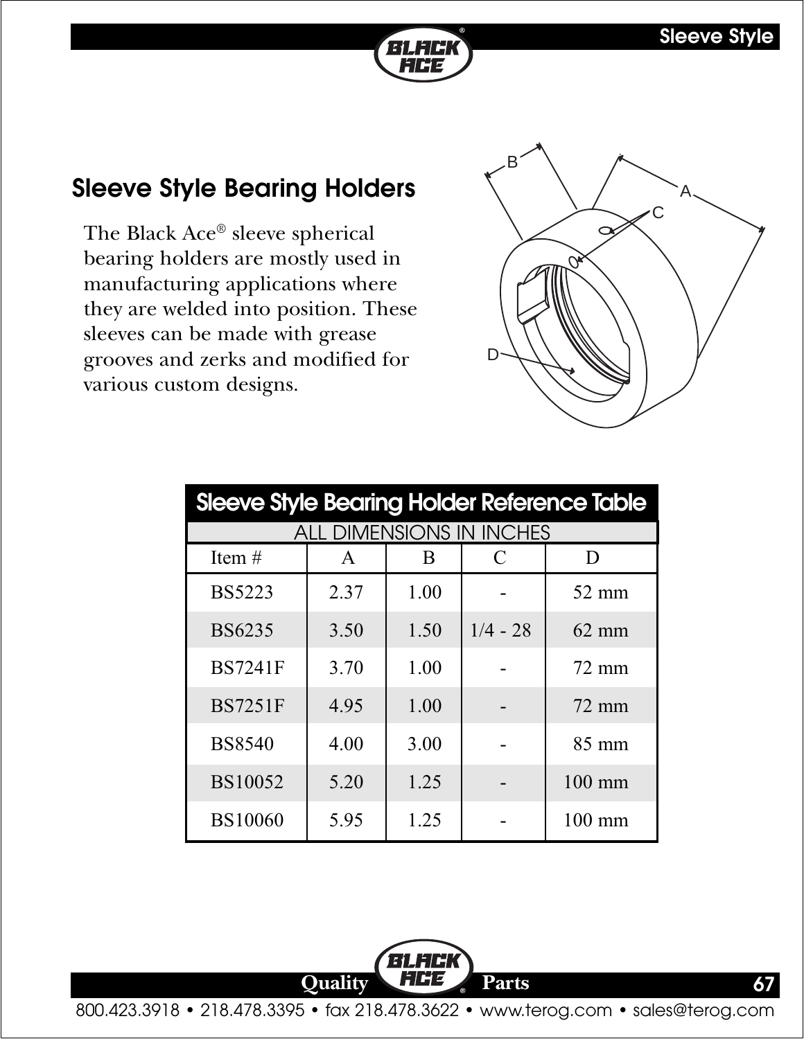## Sleeve Style Bearing Holders

The Black Ace® sleeve spherical bearing holders are mostly used in manufacturing applications where they are welded into position. These sleeves can be made with grease grooves and zerks and modified for various custom designs.

B

A

C

D

### Sleeve Style Bearing Holder Reference Table

ALL DIMENSIONS IN INCHES

| Item # | A | B | C | D |
|---|---|---|---|---|
| BS5223 | 2.37 | 1.00 | - | 52 mm |
| BS6235 | 3.50 | 1.50 | 1/4 - 28 | 62 mm |
| BS7241F | 3.70 | 1.00 | - | 72 mm |
| BS7251F | 4.95 | 1.00 | - | 72 mm |
| BS8540 | 4.00 | 3.00 | - | 85 mm |
| BS10052 | 5.20 | 1.25 | - | 100 mm |
| BS10060 | 5.95 | 1.25 | - | 100 mm |